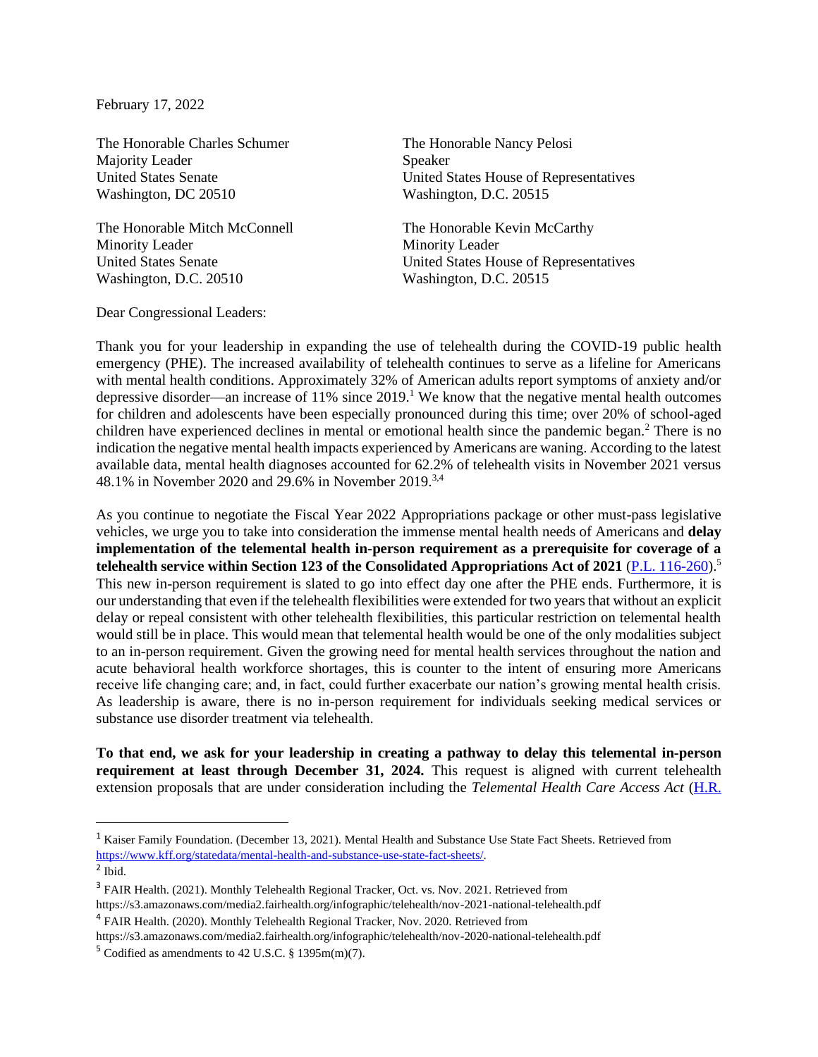February 17, 2022

The Honorable Charles Schumer
Majority Leader
United States Senate
Washington, DC 20510

The Honorable Mitch McConnell
Minority Leader
United States Senate
Washington, D.C. 20510

The Honorable Nancy Pelosi
Speaker
United States House of Representatives
Washington, D.C. 20515

The Honorable Kevin McCarthy
Minority Leader
United States House of Representatives
Washington, D.C. 20515

Dear Congressional Leaders:

Thank you for your leadership in expanding the use of telehealth during the COVID-19 public health emergency (PHE). The increased availability of telehealth continues to serve as a lifeline for Americans with mental health conditions. Approximately 32% of American adults report symptoms of anxiety and/or depressive disorder—an increase of 11% since 2019.[1] We know that the negative mental health outcomes for children and adolescents have been especially pronounced during this time; over 20% of school-aged children have experienced declines in mental or emotional health since the pandemic began.[2] There is no indication the negative mental health impacts experienced by Americans are waning. According to the latest available data, mental health diagnoses accounted for 62.2% of telehealth visits in November 2021 versus 48.1% in November 2020 and 29.6% in November 2019.[3,4]

As you continue to negotiate the Fiscal Year 2022 Appropriations package or other must-pass legislative vehicles, we urge you to take into consideration the immense mental health needs of Americans and **delay implementation of the telemental health in-person requirement as a prerequisite for coverage of a telehealth service within Section 123 of the Consolidated Appropriations Act of 2021** ([P.L. 116-260](P.L. 116-260)).[5] This new in-person requirement is slated to go into effect day one after the PHE ends. Furthermore, it is our understanding that even if the telehealth flexibilities were extended for two years that without an explicit delay or repeal consistent with other telehealth flexibilities, this particular restriction on telemental health would still be in place. This would mean that telemental health would be one of the only modalities subject to an in-person requirement. Given the growing need for mental health services throughout the nation and acute behavioral health workforce shortages, this is counter to the intent of ensuring more Americans receive life changing care; and, in fact, could further exacerbate our nation's growing mental health crisis. As leadership is aware, there is no in-person requirement for individuals seeking medical services or substance use disorder treatment via telehealth.

**To that end, we ask for your leadership in creating a pathway to delay this telemental in-person requirement at least through December 31, 2024.** This request is aligned with current telehealth extension proposals that are under consideration including the *Telemental Health Care Access Act* (H.R.

---

[1] Kaiser Family Foundation. (December 13, 2021). Mental Health and Substance Use State Fact Sheets. Retrieved from https://www.kff.org/statedata/mental-health-and-substance-use-state-fact-sheets/.

[2] Ibid.

[3] FAIR Health. (2021). Monthly Telehealth Regional Tracker, Oct. vs. Nov. 2021. Retrieved from https://s3.amazonaws.com/media2.fairhealth.org/infographic/telehealth/nov-2021-national-telehealth.pdf

[4] FAIR Health. (2020). Monthly Telehealth Regional Tracker, Nov. 2020. Retrieved from https://s3.amazonaws.com/media2.fairhealth.org/infographic/telehealth/nov-2020-national-telehealth.pdf

[5] Codified as amendments to 42 U.S.C. § 1395m(m)(7).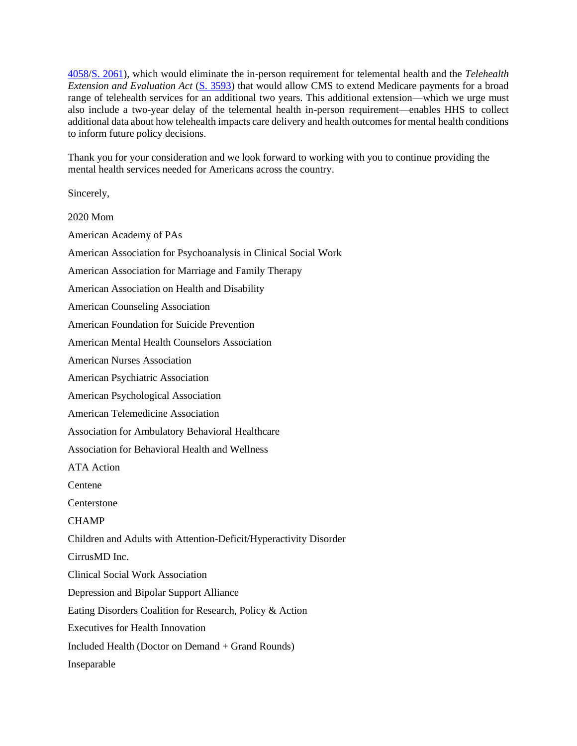4058/S. 2061), which would eliminate the in-person requirement for telemental health and the *Telehealth Extension and Evaluation Act* (S. 3593) that would allow CMS to extend Medicare payments for a broad range of telehealth services for an additional two years. This additional extension—which we urge must also include a two-year delay of the telemental health in-person requirement—enables HHS to collect additional data about how telehealth impacts care delivery and health outcomes for mental health conditions to inform future policy decisions.

Thank you for your consideration and we look forward to working with you to continue providing the mental health services needed for Americans across the country.

Sincerely,

2020 Mom

American Academy of PAs

American Association for Psychoanalysis in Clinical Social Work

American Association for Marriage and Family Therapy

American Association on Health and Disability

American Counseling Association

American Foundation for Suicide Prevention

American Mental Health Counselors Association

American Nurses Association

American Psychiatric Association

American Psychological Association

American Telemedicine Association

Association for Ambulatory Behavioral Healthcare

Association for Behavioral Health and Wellness

ATA Action

Centene

Centerstone

CHAMP

Children and Adults with Attention-Deficit/Hyperactivity Disorder

CirrusMD Inc.

Clinical Social Work Association

Depression and Bipolar Support Alliance

Eating Disorders Coalition for Research, Policy & Action

Executives for Health Innovation

Included Health (Doctor on Demand + Grand Rounds)

Inseparable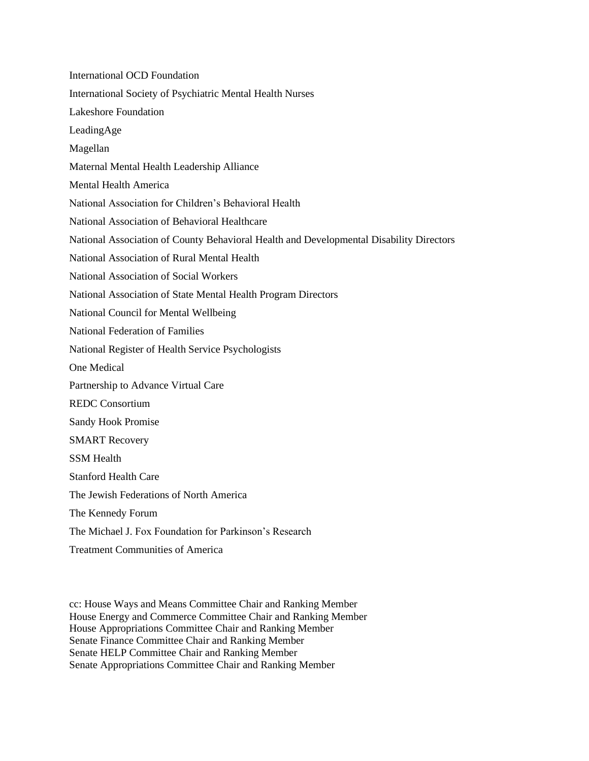International OCD Foundation

International Society of Psychiatric Mental Health Nurses

Lakeshore Foundation

LeadingAge

Magellan

Maternal Mental Health Leadership Alliance

Mental Health America

National Association for Children's Behavioral Health

National Association of Behavioral Healthcare

National Association of County Behavioral Health and Developmental Disability Directors

National Association of Rural Mental Health

National Association of Social Workers

National Association of State Mental Health Program Directors

National Council for Mental Wellbeing

National Federation of Families

National Register of Health Service Psychologists

One Medical

Partnership to Advance Virtual Care

REDC Consortium

Sandy Hook Promise

SMART Recovery

SSM Health

Stanford Health Care

The Jewish Federations of North America

The Kennedy Forum

The Michael J. Fox Foundation for Parkinson's Research

Treatment Communities of America

cc: House Ways and Means Committee Chair and Ranking Member
House Energy and Commerce Committee Chair and Ranking Member
House Appropriations Committee Chair and Ranking Member
Senate Finance Committee Chair and Ranking Member
Senate HELP Committee Chair and Ranking Member
Senate Appropriations Committee Chair and Ranking Member